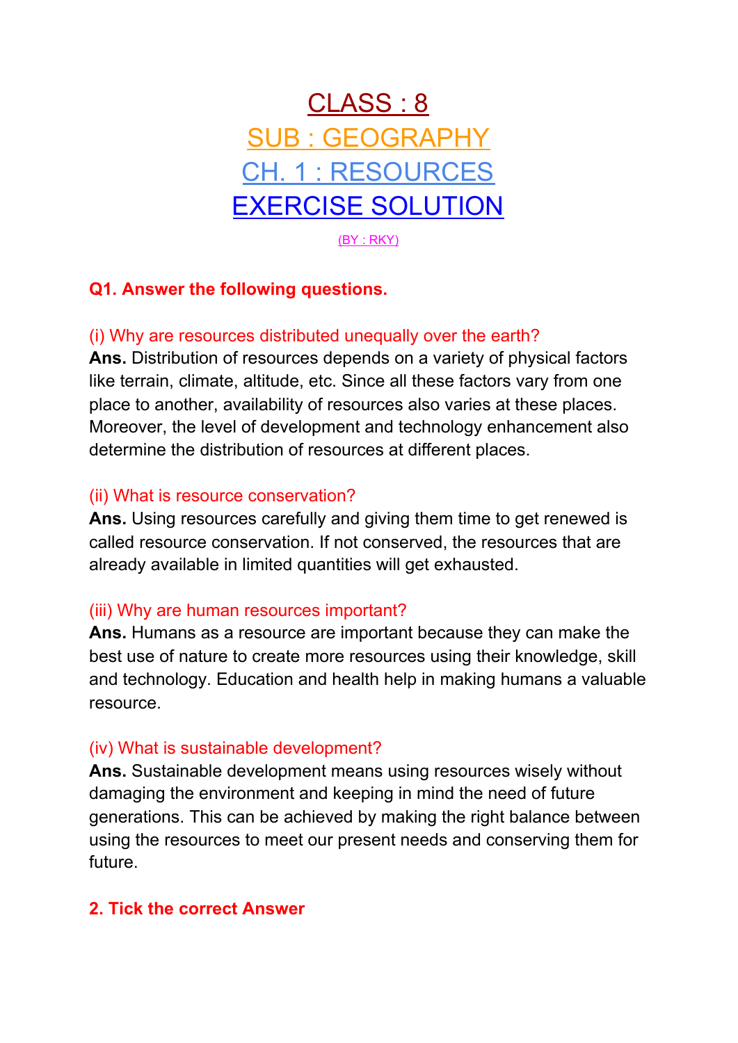# CLASS : 8

## SUB : GEOGRAPHY

## CH. 1 : RESOURCES

## EXERCISE SOLUTION

(BY : RKY)

### Q1. Answer the following questions.

(i) Why are resources distributed unequally over the earth?

**Ans.** Distribution of resources depends on a variety of physical factors like terrain, climate, altitude, etc. Since all these factors vary from one place to another, availability of resources also varies at these places. Moreover, the level of development and technology enhancement also determine the distribution of resources at different places.

(ii) What is resource conservation?

**Ans.** Using resources carefully and giving them time to get renewed is called resource conservation. If not conserved, the resources that are already available in limited quantities will get exhausted.

(iii) Why are human resources important?

**Ans.** Humans as a resource are important because they can make the best use of nature to create more resources using their knowledge, skill and technology. Education and health help in making humans a valuable resource.

(iv) What is sustainable development?

**Ans.** Sustainable development means using resources wisely without damaging the environment and keeping in mind the need of future generations. This can be achieved by making the right balance between using the resources to meet our present needs and conserving them for future.

### 2. Tick the correct Answer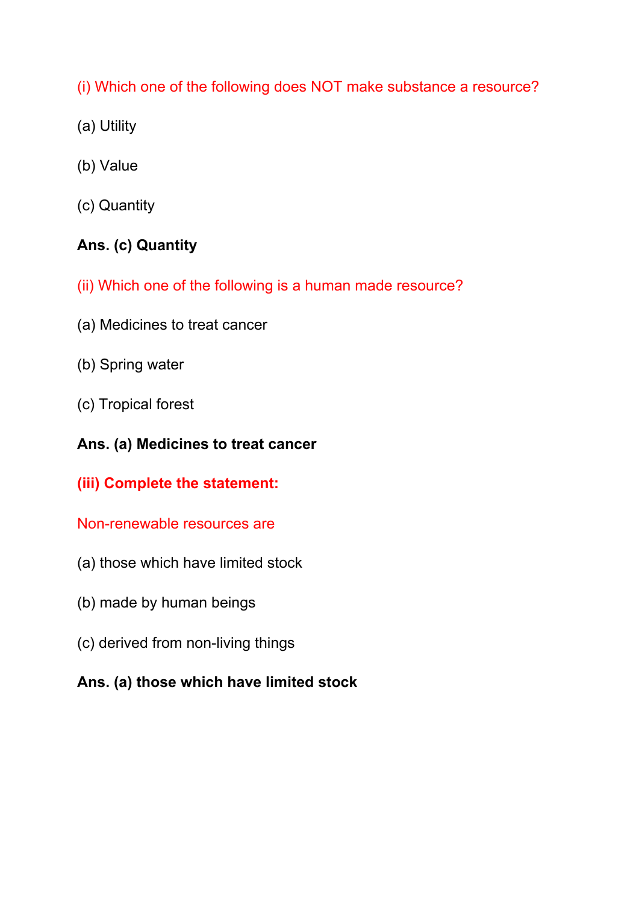(i) Which one of the following does NOT make substance a resource?

(a) Utility

(b) Value

(c) Quantity

**Ans. (c) Quantity**

(ii) Which one of the following is a human made resource?

(a) Medicines to treat cancer

(b) Spring water

(c) Tropical forest

**Ans. (a) Medicines to treat cancer**

**(iii) Complete the statement:**

Non-renewable resources are

(a) those which have limited stock

(b) made by human beings

(c) derived from non-living things

**Ans. (a) those which have limited stock**